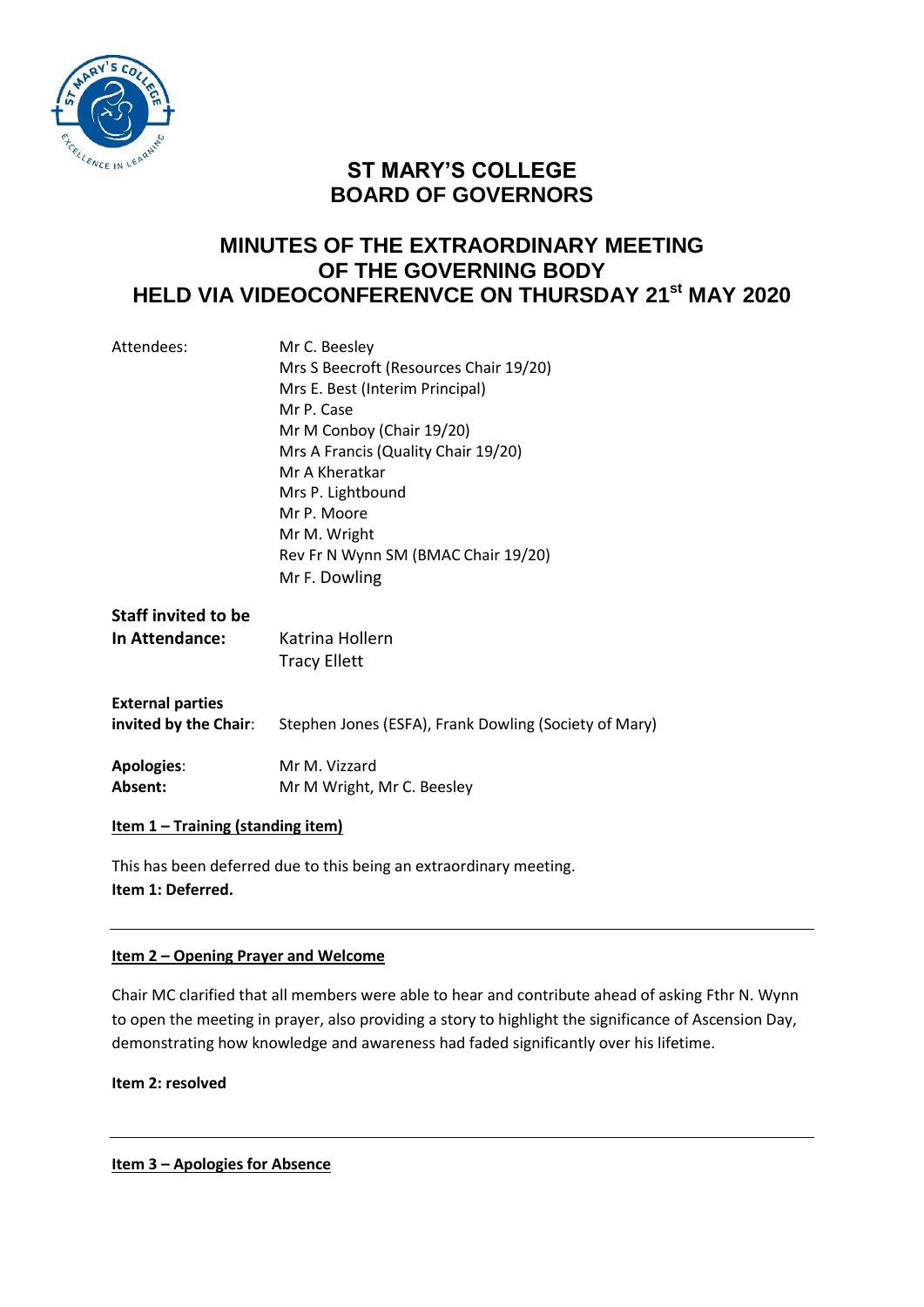# ST MARY'S COLLEGE
# BOARD OF GOVERNORS

## MINUTES OF THE EXTRAORDINARY MEETING OF THE GOVERNING BODY HELD VIA VIDEOCONFERENVCE ON THURSDAY 21st MAY 2020

| | |
|---|---|
| Attendees: | Mr C. Beesley |
| | Mrs S Beecroft (Resources Chair 19/20) |
| | Mrs E. Best (Interim Principal) |
| | Mr P. Case |
| | Mr M Conboy (Chair 19/20) |
| | Mrs A Francis (Quality Chair 19/20) |
| | Mr A Kheratkar |
| | Mrs P. Lightbound |
| | Mr P. Moore |
| | Mr M. Wright |
| | Rev Fr N Wynn SM (BMAC Chair 19/20) |
| | Mr F. Dowling |
| **Staff invited to be In Attendance:** | Katrina Hollern |
| | Tracy Ellett |
| **External parties invited by the Chair**: | Stephen Jones (ESFA), Frank Dowling (Society of Mary) |
| **Apologies**: | Mr M. Vizzard |
| **Absent:** | Mr M Wright, Mr C. Beesley |

**Item 1 – Training (standing item)**

This has been deferred due to this being an extraordinary meeting.
**Item 1: Deferred.**

---

**Item 2 – Opening Prayer and Welcome**

Chair MC clarified that all members were able to hear and contribute ahead of asking Fthr N. Wynn to open the meeting in prayer, also providing a story to highlight the significance of Ascension Day, demonstrating how knowledge and awareness had faded significantly over his lifetime.

**Item 2: resolved**

---

**Item 3 – Apologies for Absence**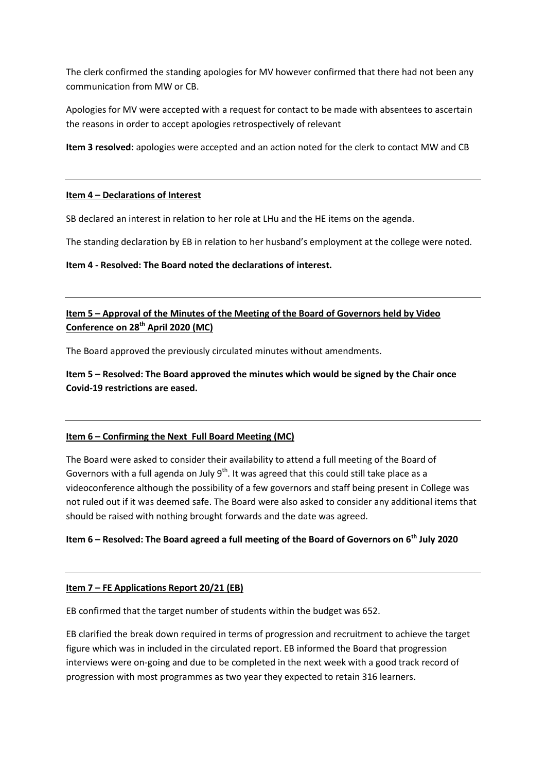The clerk confirmed the standing apologies for MV however confirmed that there had not been any communication from MW or CB.

Apologies for MV were accepted with a request for contact to be made with absentees to ascertain the reasons in order to accept apologies retrospectively of relevant

**Item 3 resolved:** apologies were accepted and an action noted for the clerk to contact MW and CB

---

**Item 4 – Declarations of Interest**

SB declared an interest in relation to her role at LHu and the HE items on the agenda.

The standing declaration by EB in relation to her husband's employment at the college were noted.

**Item 4 - Resolved: The Board noted the declarations of interest.**

---

**Item 5 – Approval of the Minutes of the Meeting of the Board of Governors held by Video Conference on 28th April 2020 (MC)**

The Board approved the previously circulated minutes without amendments.

**Item 5 – Resolved: The Board approved the minutes which would be signed by the Chair once Covid-19 restrictions are eased.**

---

**Item 6 – Confirming the Next Full Board Meeting (MC)**

The Board were asked to consider their availability to attend a full meeting of the Board of Governors with a full agenda on July 9th. It was agreed that this could still take place as a videoconference although the possibility of a few governors and staff being present in College was not ruled out if it was deemed safe. The Board were also asked to consider any additional items that should be raised with nothing brought forwards and the date was agreed.

**Item 6 – Resolved: The Board agreed a full meeting of the Board of Governors on 6th July 2020**

---

**Item 7 – FE Applications Report 20/21 (EB)**

EB confirmed that the target number of students within the budget was 652.

EB clarified the break down required in terms of progression and recruitment to achieve the target figure which was in included in the circulated report. EB informed the Board that progression interviews were on-going and due to be completed in the next week with a good track record of progression with most programmes as two year they expected to retain 316 learners.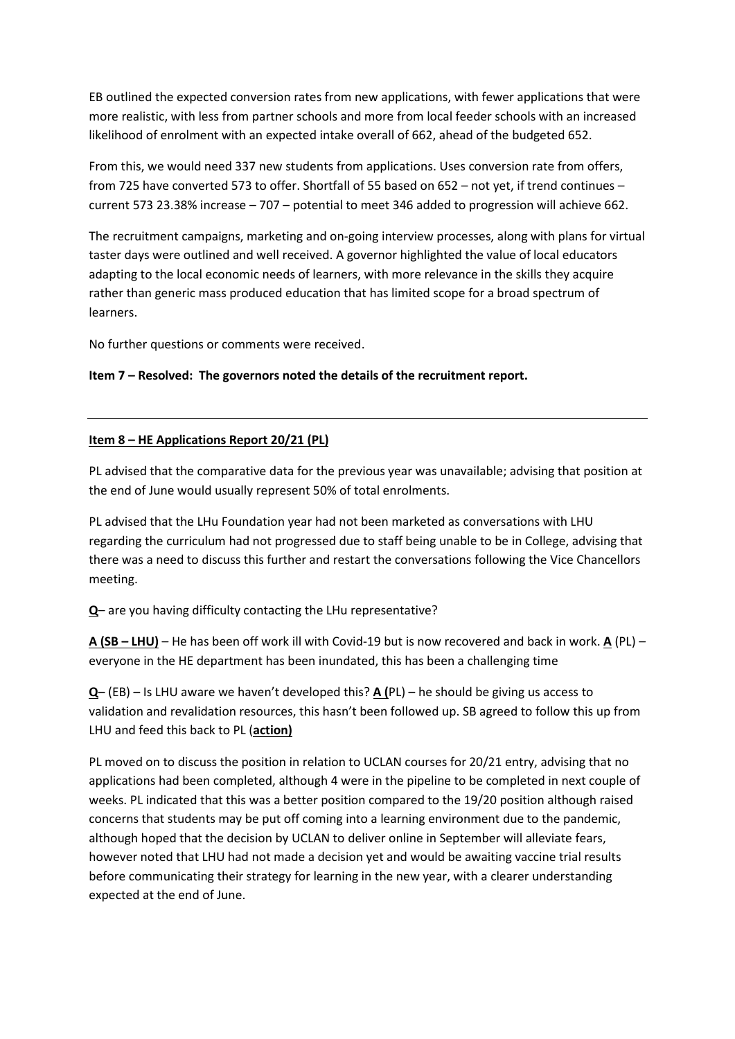EB outlined the expected conversion rates from new applications, with fewer applications that were more realistic, with less from partner schools and more from local feeder schools with an increased likelihood of enrolment with an expected intake overall of 662, ahead of the budgeted 652.

From this, we would need 337 new students from applications. Uses conversion rate from offers, from 725 have converted 573 to offer. Shortfall of 55 based on 652 – not yet, if trend continues – current 573 23.38% increase – 707 – potential to meet 346 added to progression will achieve 662.

The recruitment campaigns, marketing and on-going interview processes, along with plans for virtual taster days were outlined and well received. A governor highlighted the value of local educators adapting to the local economic needs of learners, with more relevance in the skills they acquire rather than generic mass produced education that has limited scope for a broad spectrum of learners.

No further questions or comments were received.

**Item 7 – Resolved: The governors noted the details of the recruitment report.**

---

**Item 8 – HE Applications Report 20/21 (PL)**

PL advised that the comparative data for the previous year was unavailable; advising that position at the end of June would usually represent 50% of total enrolments.

PL advised that the LHu Foundation year had not been marketed as conversations with LHU regarding the curriculum had not progressed due to staff being unable to be in College, advising that there was a need to discuss this further and restart the conversations following the Vice Chancellors meeting.

**Q**– are you having difficulty contacting the LHu representative?

**A (SB – LHU)** – He has been off work ill with Covid-19 but is now recovered and back in work. **A** (PL) – everyone in the HE department has been inundated, this has been a challenging time

**Q**– (EB) – Is LHU aware we haven't developed this? **A (**PL) – he should be giving us access to validation and revalidation resources, this hasn't been followed up. SB agreed to follow this up from LHU and feed this back to PL (**action)**

PL moved on to discuss the position in relation to UCLAN courses for 20/21 entry, advising that no applications had been completed, although 4 were in the pipeline to be completed in next couple of weeks. PL indicated that this was a better position compared to the 19/20 position although raised concerns that students may be put off coming into a learning environment due to the pandemic, although hoped that the decision by UCLAN to deliver online in September will alleviate fears, however noted that LHU had not made a decision yet and would be awaiting vaccine trial results before communicating their strategy for learning in the new year, with a clearer understanding expected at the end of June.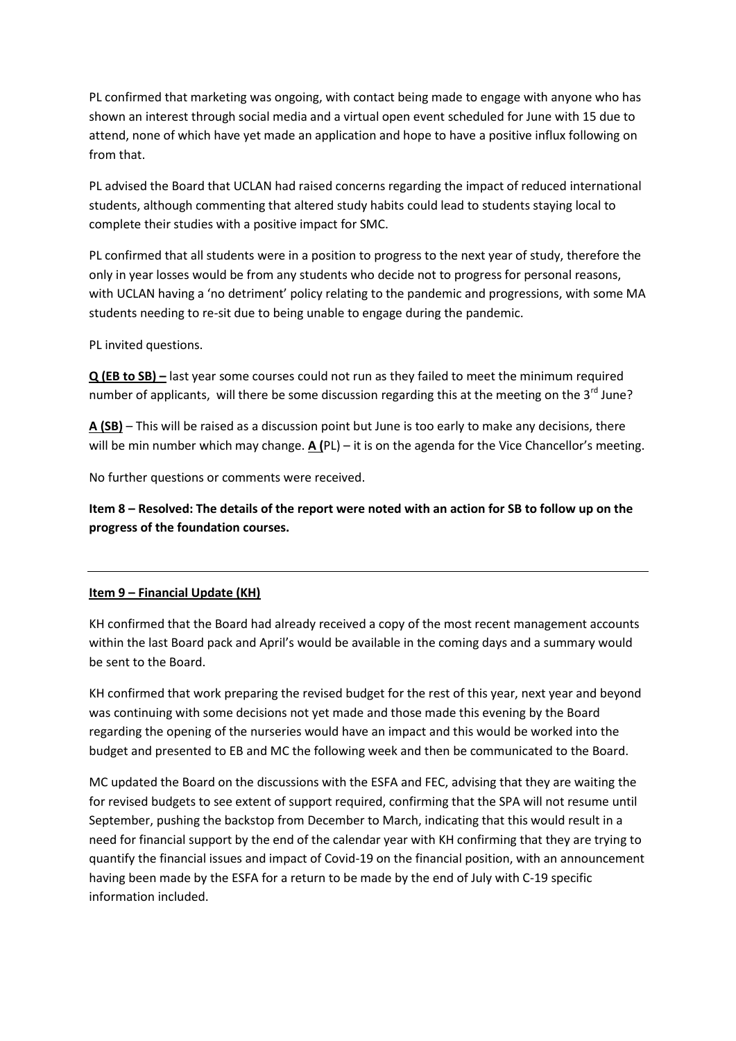PL confirmed that marketing was ongoing, with contact being made to engage with anyone who has shown an interest through social media and a virtual open event scheduled for June with 15 due to attend, none of which have yet made an application and hope to have a positive influx following on from that.

PL advised the Board that UCLAN had raised concerns regarding the impact of reduced international students, although commenting that altered study habits could lead to students staying local to complete their studies with a positive impact for SMC.

PL confirmed that all students were in a position to progress to the next year of study, therefore the only in year losses would be from any students who decide not to progress for personal reasons, with UCLAN having a 'no detriment' policy relating to the pandemic and progressions, with some MA students needing to re-sit due to being unable to engage during the pandemic.

PL invited questions.

**<u>Q (EB to SB) –</u>** last year some courses could not run as they failed to meet the minimum required number of applicants, will there be some discussion regarding this at the meeting on the 3rd June?

**<u>A (SB)</u>** – This will be raised as a discussion point but June is too early to make any decisions, there will be min number which may change. **<u>A (</u>**PL) – it is on the agenda for the Vice Chancellor's meeting.

No further questions or comments were received.

**Item 8 – Resolved: The details of the report were noted with an action for SB to follow up on the progress of the foundation courses.**

---

**<u>Item 9 – Financial Update (KH)</u>**

KH confirmed that the Board had already received a copy of the most recent management accounts within the last Board pack and April's would be available in the coming days and a summary would be sent to the Board.

KH confirmed that work preparing the revised budget for the rest of this year, next year and beyond was continuing with some decisions not yet made and those made this evening by the Board regarding the opening of the nurseries would have an impact and this would be worked into the budget and presented to EB and MC the following week and then be communicated to the Board.

MC updated the Board on the discussions with the ESFA and FEC, advising that they are waiting the for revised budgets to see extent of support required, confirming that the SPA will not resume until September, pushing the backstop from December to March, indicating that this would result in a need for financial support by the end of the calendar year with KH confirming that they are trying to quantify the financial issues and impact of Covid-19 on the financial position, with an announcement having been made by the ESFA for a return to be made by the end of July with C-19 specific information included.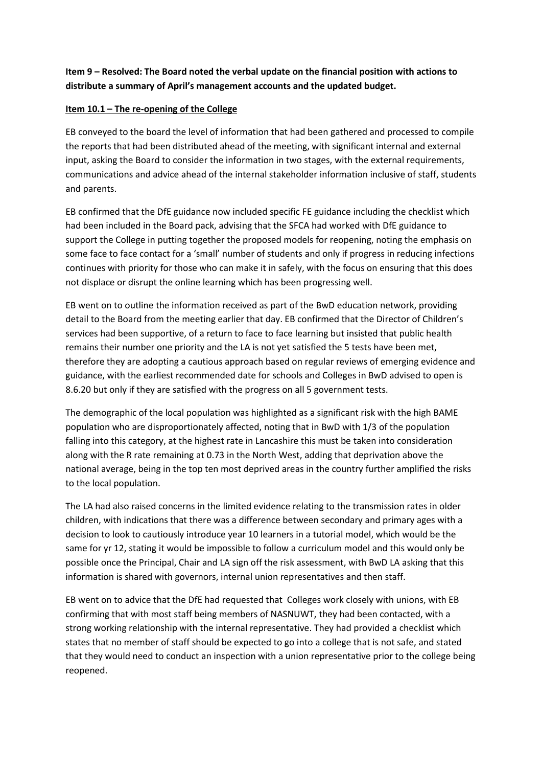**Item 9 – Resolved: The Board noted the verbal update on the financial position with actions to distribute a summary of April's management accounts and the updated budget.**

**Item 10.1 – The re-opening of the College**

EB conveyed to the board the level of information that had been gathered and processed to compile the reports that had been distributed ahead of the meeting, with significant internal and external input, asking the Board to consider the information in two stages, with the external requirements, communications and advice ahead of the internal stakeholder information inclusive of staff, students and parents.

EB confirmed that the DfE guidance now included specific FE guidance including the checklist which had been included in the Board pack, advising that the SFCA had worked with DfE guidance to support the College in putting together the proposed models for reopening, noting the emphasis on some face to face contact for a 'small' number of students and only if progress in reducing infections continues with priority for those who can make it in safely, with the focus on ensuring that this does not displace or disrupt the online learning which has been progressing well.

EB went on to outline the information received as part of the BwD education network, providing detail to the Board from the meeting earlier that day. EB confirmed that the Director of Children's services had been supportive, of a return to face to face learning but insisted that public health remains their number one priority and the LA is not yet satisfied the 5 tests have been met, therefore they are adopting a cautious approach based on regular reviews of emerging evidence and guidance, with the earliest recommended date for schools and Colleges in BwD advised to open is 8.6.20 but only if they are satisfied with the progress on all 5 government tests.

The demographic of the local population was highlighted as a significant risk with the high BAME population who are disproportionately affected, noting that in BwD with 1/3 of the population falling into this category, at the highest rate in Lancashire this must be taken into consideration along with the R rate remaining at 0.73 in the North West, adding that deprivation above the national average, being in the top ten most deprived areas in the country further amplified the risks to the local population.

The LA had also raised concerns in the limited evidence relating to the transmission rates in older children, with indications that there was a difference between secondary and primary ages with a decision to look to cautiously introduce year 10 learners in a tutorial model, which would be the same for yr 12, stating it would be impossible to follow a curriculum model and this would only be possible once the Principal, Chair and LA sign off the risk assessment, with BwD LA asking that this information is shared with governors, internal union representatives and then staff.

EB went on to advice that the DfE had requested that Colleges work closely with unions, with EB confirming that with most staff being members of NASNUWT, they had been contacted, with a strong working relationship with the internal representative. They had provided a checklist which states that no member of staff should be expected to go into a college that is not safe, and stated that they would need to conduct an inspection with a union representative prior to the college being reopened.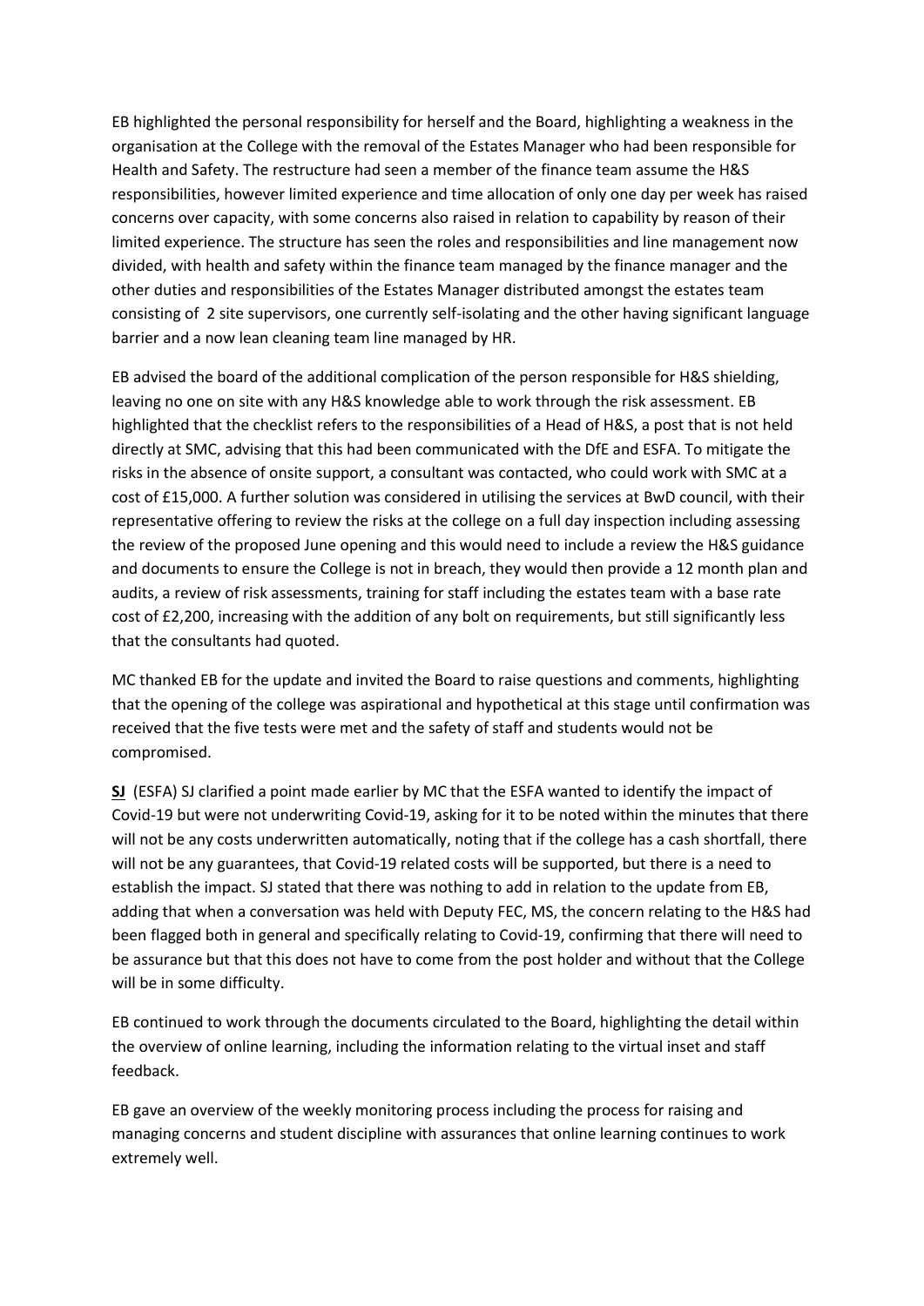EB highlighted the personal responsibility for herself and the Board, highlighting a weakness in the organisation at the College with the removal of the Estates Manager who had been responsible for Health and Safety. The restructure had seen a member of the finance team assume the H&S responsibilities, however limited experience and time allocation of only one day per week has raised concerns over capacity, with some concerns also raised in relation to capability by reason of their limited experience. The structure has seen the roles and responsibilities and line management now divided, with health and safety within the finance team managed by the finance manager and the other duties and responsibilities of the Estates Manager distributed amongst the estates team consisting of 2 site supervisors, one currently self-isolating and the other having significant language barrier and a now lean cleaning team line managed by HR.

EB advised the board of the additional complication of the person responsible for H&S shielding, leaving no one on site with any H&S knowledge able to work through the risk assessment. EB highlighted that the checklist refers to the responsibilities of a Head of H&S, a post that is not held directly at SMC, advising that this had been communicated with the DfE and ESFA. To mitigate the risks in the absence of onsite support, a consultant was contacted, who could work with SMC at a cost of £15,000. A further solution was considered in utilising the services at BwD council, with their representative offering to review the risks at the college on a full day inspection including assessing the review of the proposed June opening and this would need to include a review the H&S guidance and documents to ensure the College is not in breach, they would then provide a 12 month plan and audits, a review of risk assessments, training for staff including the estates team with a base rate cost of £2,200, increasing with the addition of any bolt on requirements, but still significantly less that the consultants had quoted.

MC thanked EB for the update and invited the Board to raise questions and comments, highlighting that the opening of the college was aspirational and hypothetical at this stage until confirmation was received that the five tests were met and the safety of staff and students would not be compromised.

**SJ** (ESFA) SJ clarified a point made earlier by MC that the ESFA wanted to identify the impact of Covid-19 but were not underwriting Covid-19, asking for it to be noted within the minutes that there will not be any costs underwritten automatically, noting that if the college has a cash shortfall, there will not be any guarantees, that Covid-19 related costs will be supported, but there is a need to establish the impact. SJ stated that there was nothing to add in relation to the update from EB, adding that when a conversation was held with Deputy FEC, MS, the concern relating to the H&S had been flagged both in general and specifically relating to Covid-19, confirming that there will need to be assurance but that this does not have to come from the post holder and without that the College will be in some difficulty.

EB continued to work through the documents circulated to the Board, highlighting the detail within the overview of online learning, including the information relating to the virtual inset and staff feedback.

EB gave an overview of the weekly monitoring process including the process for raising and managing concerns and student discipline with assurances that online learning continues to work extremely well.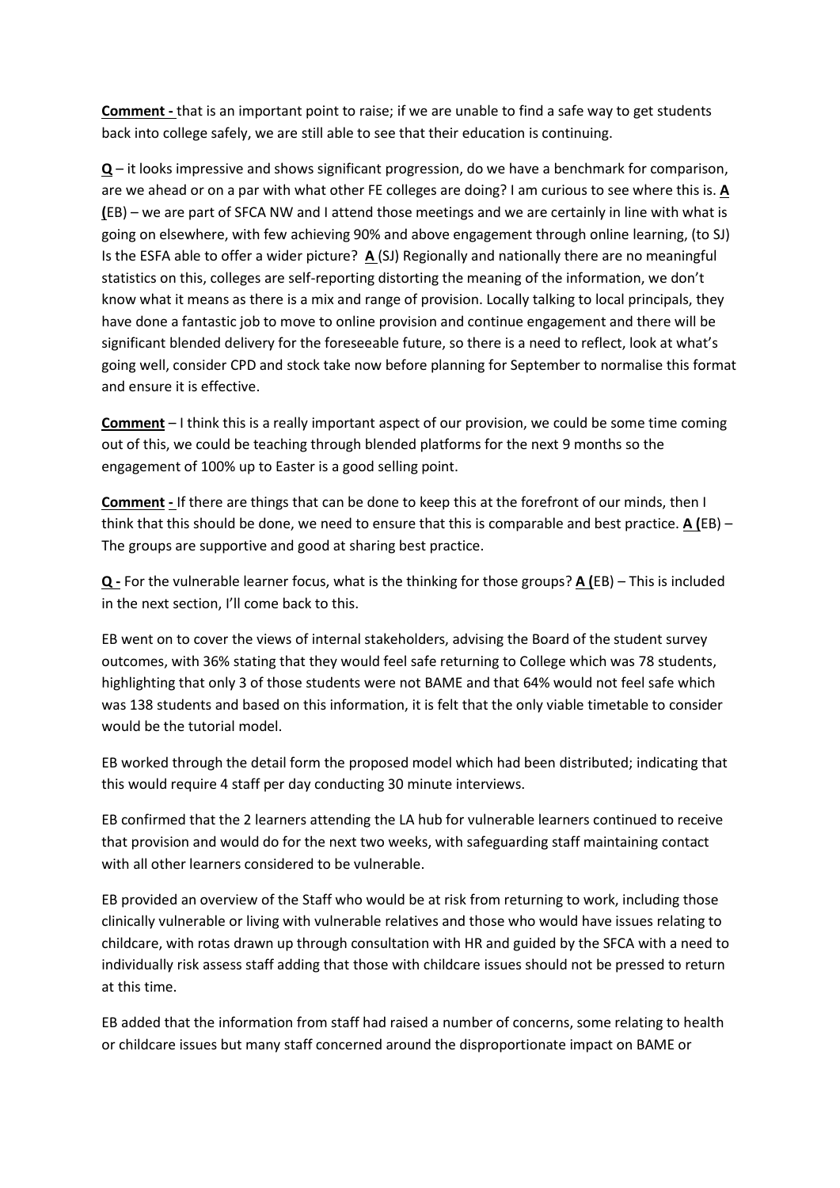**Comment -** that is an important point to raise; if we are unable to find a safe way to get students back into college safely, we are still able to see that their education is continuing.

**Q** – it looks impressive and shows significant progression, do we have a benchmark for comparison, are we ahead or on a par with what other FE colleges are doing? I am curious to see where this is. **A (**EB) – we are part of SFCA NW and I attend those meetings and we are certainly in line with what is going on elsewhere, with few achieving 90% and above engagement through online learning, (to SJ) Is the ESFA able to offer a wider picture? **A** (SJ) Regionally and nationally there are no meaningful statistics on this, colleges are self-reporting distorting the meaning of the information, we don't know what it means as there is a mix and range of provision. Locally talking to local principals, they have done a fantastic job to move to online provision and continue engagement and there will be significant blended delivery for the foreseeable future, so there is a need to reflect, look at what's going well, consider CPD and stock take now before planning for September to normalise this format and ensure it is effective.

**Comment** – I think this is a really important aspect of our provision, we could be some time coming out of this, we could be teaching through blended platforms for the next 9 months so the engagement of 100% up to Easter is a good selling point.

**Comment -** If there are things that can be done to keep this at the forefront of our minds, then I think that this should be done, we need to ensure that this is comparable and best practice. **A (**EB) – The groups are supportive and good at sharing best practice.

**Q -** For the vulnerable learner focus, what is the thinking for those groups? **A (**EB) – This is included in the next section, I'll come back to this.

EB went on to cover the views of internal stakeholders, advising the Board of the student survey outcomes, with 36% stating that they would feel safe returning to College which was 78 students, highlighting that only 3 of those students were not BAME and that 64% would not feel safe which was 138 students and based on this information, it is felt that the only viable timetable to consider would be the tutorial model.

EB worked through the detail form the proposed model which had been distributed; indicating that this would require 4 staff per day conducting 30 minute interviews.

EB confirmed that the 2 learners attending the LA hub for vulnerable learners continued to receive that provision and would do for the next two weeks, with safeguarding staff maintaining contact with all other learners considered to be vulnerable.

EB provided an overview of the Staff who would be at risk from returning to work, including those clinically vulnerable or living with vulnerable relatives and those who would have issues relating to childcare, with rotas drawn up through consultation with HR and guided by the SFCA with a need to individually risk assess staff adding that those with childcare issues should not be pressed to return at this time.

EB added that the information from staff had raised a number of concerns, some relating to health or childcare issues but many staff concerned around the disproportionate impact on BAME or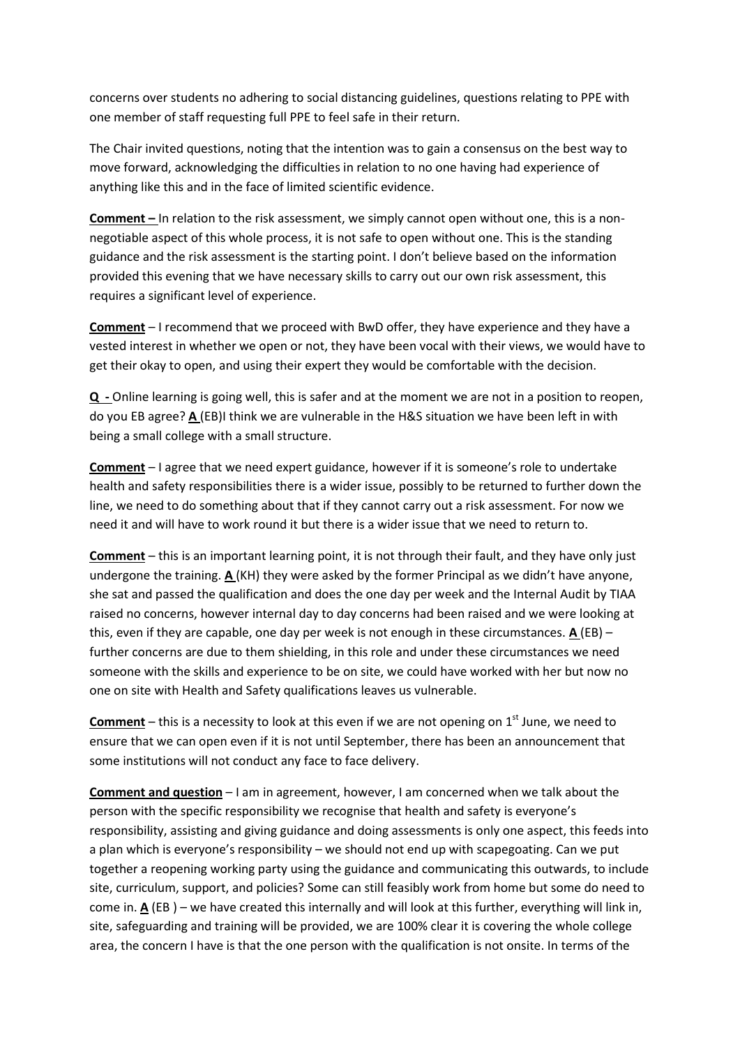concerns over students no adhering to social distancing guidelines, questions relating to PPE with one member of staff requesting full PPE to feel safe in their return.

The Chair invited questions, noting that the intention was to gain a consensus on the best way to move forward, acknowledging the difficulties in relation to no one having had experience of anything like this and in the face of limited scientific evidence.

**Comment –** In relation to the risk assessment, we simply cannot open without one, this is a non-negotiable aspect of this whole process, it is not safe to open without one. This is the standing guidance and the risk assessment is the starting point. I don't believe based on the information provided this evening that we have necessary skills to carry out our own risk assessment, this requires a significant level of experience.

**Comment** – I recommend that we proceed with BwD offer, they have experience and they have a vested interest in whether we open or not, they have been vocal with their views, we would have to get their okay to open, and using their expert they would be comfortable with the decision.

**Q -** Online learning is going well, this is safer and at the moment we are not in a position to reopen, do you EB agree? **A** (EB)I think we are vulnerable in the H&S situation we have been left in with being a small college with a small structure.

**Comment** – I agree that we need expert guidance, however if it is someone's role to undertake health and safety responsibilities there is a wider issue, possibly to be returned to further down the line, we need to do something about that if they cannot carry out a risk assessment. For now we need it and will have to work round it but there is a wider issue that we need to return to.

**Comment** – this is an important learning point, it is not through their fault, and they have only just undergone the training. **A** (KH) they were asked by the former Principal as we didn't have anyone, she sat and passed the qualification and does the one day per week and the Internal Audit by TIAA raised no concerns, however internal day to day concerns had been raised and we were looking at this, even if they are capable, one day per week is not enough in these circumstances. **A** (EB) – further concerns are due to them shielding, in this role and under these circumstances we need someone with the skills and experience to be on site, we could have worked with her but now no one on site with Health and Safety qualifications leaves us vulnerable.

**Comment** – this is a necessity to look at this even if we are not opening on 1st June, we need to ensure that we can open even if it is not until September, there has been an announcement that some institutions will not conduct any face to face delivery.

**Comment and question** – I am in agreement, however, I am concerned when we talk about the person with the specific responsibility we recognise that health and safety is everyone's responsibility, assisting and giving guidance and doing assessments is only one aspect, this feeds into a plan which is everyone's responsibility – we should not end up with scapegoating. Can we put together a reopening working party using the guidance and communicating this outwards, to include site, curriculum, support, and policies? Some can still feasibly work from home but some do need to come in. **A** (EB ) – we have created this internally and will look at this further, everything will link in, site, safeguarding and training will be provided, we are 100% clear it is covering the whole college area, the concern I have is that the one person with the qualification is not onsite. In terms of the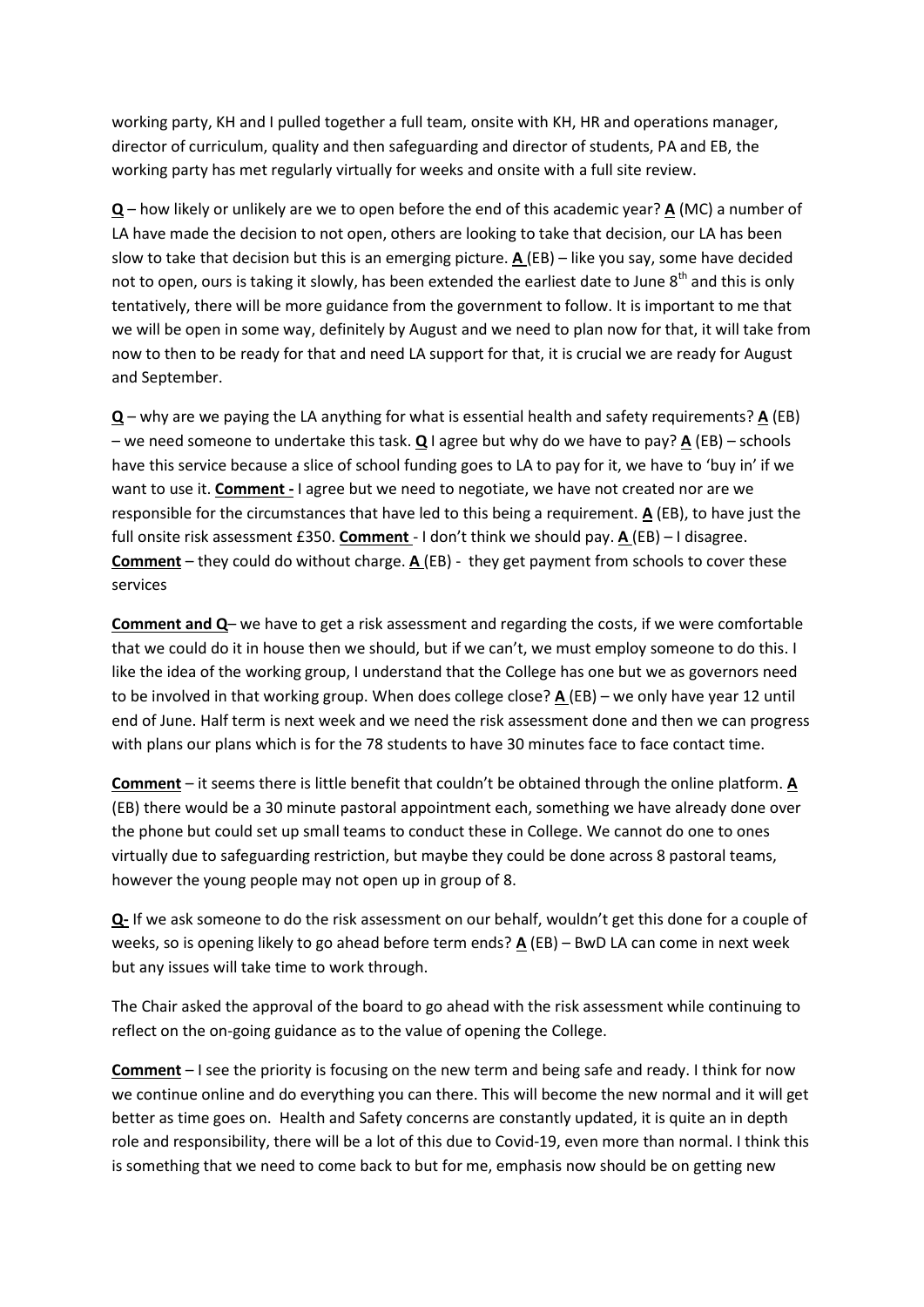working party, KH and I pulled together a full team, onsite with KH, HR and operations manager, director of curriculum, quality and then safeguarding and director of students, PA and EB, the working party has met regularly virtually for weeks and onsite with a full site review.

**Q** – how likely or unlikely are we to open before the end of this academic year? **A** (MC) a number of LA have made the decision to not open, others are looking to take that decision, our LA has been slow to take that decision but this is an emerging picture. **A** (EB) – like you say, some have decided not to open, ours is taking it slowly, has been extended the earliest date to June 8th and this is only tentatively, there will be more guidance from the government to follow. It is important to me that we will be open in some way, definitely by August and we need to plan now for that, it will take from now to then to be ready for that and need LA support for that, it is crucial we are ready for August and September.

**Q** – why are we paying the LA anything for what is essential health and safety requirements? **A** (EB) – we need someone to undertake this task. **Q** I agree but why do we have to pay? **A** (EB) – schools have this service because a slice of school funding goes to LA to pay for it, we have to 'buy in' if we want to use it. **Comment -** I agree but we need to negotiate, we have not created nor are we responsible for the circumstances that have led to this being a requirement. **A** (EB), to have just the full onsite risk assessment £350. **Comment** - I don't think we should pay. **A** (EB) – I disagree. **Comment** – they could do without charge. **A** (EB) - they get payment from schools to cover these services

**Comment and Q**– we have to get a risk assessment and regarding the costs, if we were comfortable that we could do it in house then we should, but if we can't, we must employ someone to do this. I like the idea of the working group, I understand that the College has one but we as governors need to be involved in that working group. When does college close? **A** (EB) – we only have year 12 until end of June. Half term is next week and we need the risk assessment done and then we can progress with plans our plans which is for the 78 students to have 30 minutes face to face contact time.

**Comment** – it seems there is little benefit that couldn't be obtained through the online platform. **A** (EB) there would be a 30 minute pastoral appointment each, something we have already done over the phone but could set up small teams to conduct these in College. We cannot do one to ones virtually due to safeguarding restriction, but maybe they could be done across 8 pastoral teams, however the young people may not open up in group of 8.

**Q-** If we ask someone to do the risk assessment on our behalf, wouldn't get this done for a couple of weeks, so is opening likely to go ahead before term ends? **A** (EB) – BwD LA can come in next week but any issues will take time to work through.

The Chair asked the approval of the board to go ahead with the risk assessment while continuing to reflect on the on-going guidance as to the value of opening the College.

**Comment** – I see the priority is focusing on the new term and being safe and ready. I think for now we continue online and do everything you can there. This will become the new normal and it will get better as time goes on. Health and Safety concerns are constantly updated, it is quite an in depth role and responsibility, there will be a lot of this due to Covid-19, even more than normal. I think this is something that we need to come back to but for me, emphasis now should be on getting new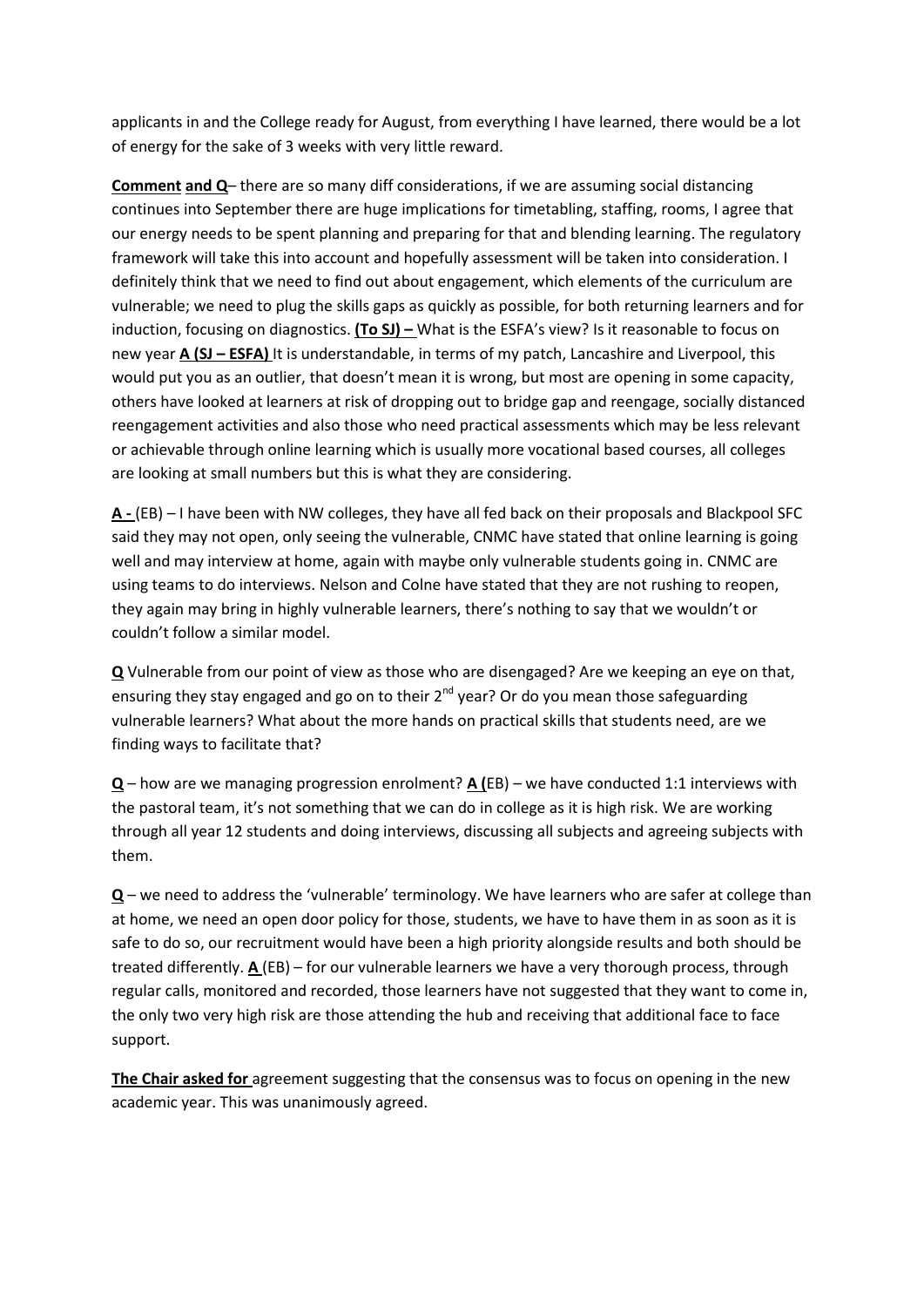applicants in and the College ready for August, from everything I have learned, there would be a lot of energy for the sake of 3 weeks with very little reward.

**Comment and Q**– there are so many diff considerations, if we are assuming social distancing continues into September there are huge implications for timetabling, staffing, rooms, I agree that our energy needs to be spent planning and preparing for that and blending learning. The regulatory framework will take this into account and hopefully assessment will be taken into consideration. I definitely think that we need to find out about engagement, which elements of the curriculum are vulnerable; we need to plug the skills gaps as quickly as possible, for both returning learners and for induction, focusing on diagnostics. **(To SJ) –** What is the ESFA's view? Is it reasonable to focus on new year **A (SJ – ESFA)** It is understandable, in terms of my patch, Lancashire and Liverpool, this would put you as an outlier, that doesn't mean it is wrong, but most are opening in some capacity, others have looked at learners at risk of dropping out to bridge gap and reengage, socially distanced reengagement activities and also those who need practical assessments which may be less relevant or achievable through online learning which is usually more vocational based courses, all colleges are looking at small numbers but this is what they are considering.

**A -** (EB) – I have been with NW colleges, they have all fed back on their proposals and Blackpool SFC said they may not open, only seeing the vulnerable, CNMC have stated that online learning is going well and may interview at home, again with maybe only vulnerable students going in. CNMC are using teams to do interviews. Nelson and Colne have stated that they are not rushing to reopen, they again may bring in highly vulnerable learners, there's nothing to say that we wouldn't or couldn't follow a similar model.

**Q** Vulnerable from our point of view as those who are disengaged? Are we keeping an eye on that, ensuring they stay engaged and go on to their 2nd year? Or do you mean those safeguarding vulnerable learners? What about the more hands on practical skills that students need, are we finding ways to facilitate that?

**Q** – how are we managing progression enrolment? **A (**EB) – we have conducted 1:1 interviews with the pastoral team, it's not something that we can do in college as it is high risk. We are working through all year 12 students and doing interviews, discussing all subjects and agreeing subjects with them.

**Q** – we need to address the 'vulnerable' terminology. We have learners who are safer at college than at home, we need an open door policy for those, students, we have to have them in as soon as it is safe to do so, our recruitment would have been a high priority alongside results and both should be treated differently. **A** (EB) – for our vulnerable learners we have a very thorough process, through regular calls, monitored and recorded, those learners have not suggested that they want to come in, the only two very high risk are those attending the hub and receiving that additional face to face support.

**The Chair asked for** agreement suggesting that the consensus was to focus on opening in the new academic year. This was unanimously agreed.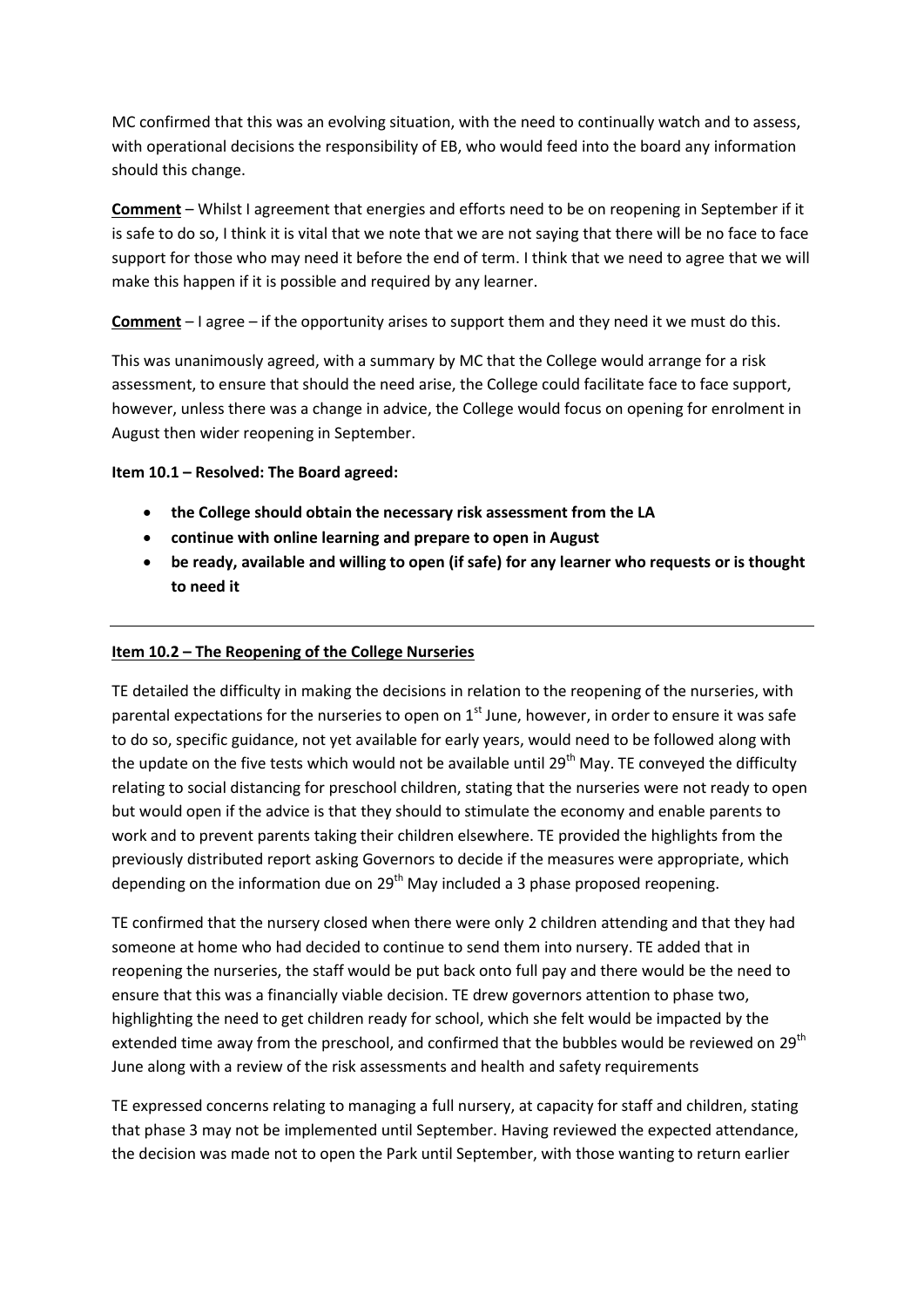MC confirmed that this was an evolving situation, with the need to continually watch and to assess, with operational decisions the responsibility of EB, who would feed into the board any information should this change.

**Comment** – Whilst I agreement that energies and efforts need to be on reopening in September if it is safe to do so, I think it is vital that we note that we are not saying that there will be no face to face support for those who may need it before the end of term. I think that we need to agree that we will make this happen if it is possible and required by any learner.

**Comment** – I agree – if the opportunity arises to support them and they need it we must do this.

This was unanimously agreed, with a summary by MC that the College would arrange for a risk assessment, to ensure that should the need arise, the College could facilitate face to face support, however, unless there was a change in advice, the College would focus on opening for enrolment in August then wider reopening in September.

**Item 10.1 – Resolved: The Board agreed:**

- **the College should obtain the necessary risk assessment from the LA**
- **continue with online learning and prepare to open in August**
- **be ready, available and willing to open (if safe) for any learner who requests or is thought to need it**

---

**Item 10.2 – The Reopening of the College Nurseries**

TE detailed the difficulty in making the decisions in relation to the reopening of the nurseries, with parental expectations for the nurseries to open on 1st June, however, in order to ensure it was safe to do so, specific guidance, not yet available for early years, would need to be followed along with the update on the five tests which would not be available until 29th May. TE conveyed the difficulty relating to social distancing for preschool children, stating that the nurseries were not ready to open but would open if the advice is that they should to stimulate the economy and enable parents to work and to prevent parents taking their children elsewhere. TE provided the highlights from the previously distributed report asking Governors to decide if the measures were appropriate, which depending on the information due on 29th May included a 3 phase proposed reopening.

TE confirmed that the nursery closed when there were only 2 children attending and that they had someone at home who had decided to continue to send them into nursery. TE added that in reopening the nurseries, the staff would be put back onto full pay and there would be the need to ensure that this was a financially viable decision. TE drew governors attention to phase two, highlighting the need to get children ready for school, which she felt would be impacted by the extended time away from the preschool, and confirmed that the bubbles would be reviewed on 29th June along with a review of the risk assessments and health and safety requirements

TE expressed concerns relating to managing a full nursery, at capacity for staff and children, stating that phase 3 may not be implemented until September. Having reviewed the expected attendance, the decision was made not to open the Park until September, with those wanting to return earlier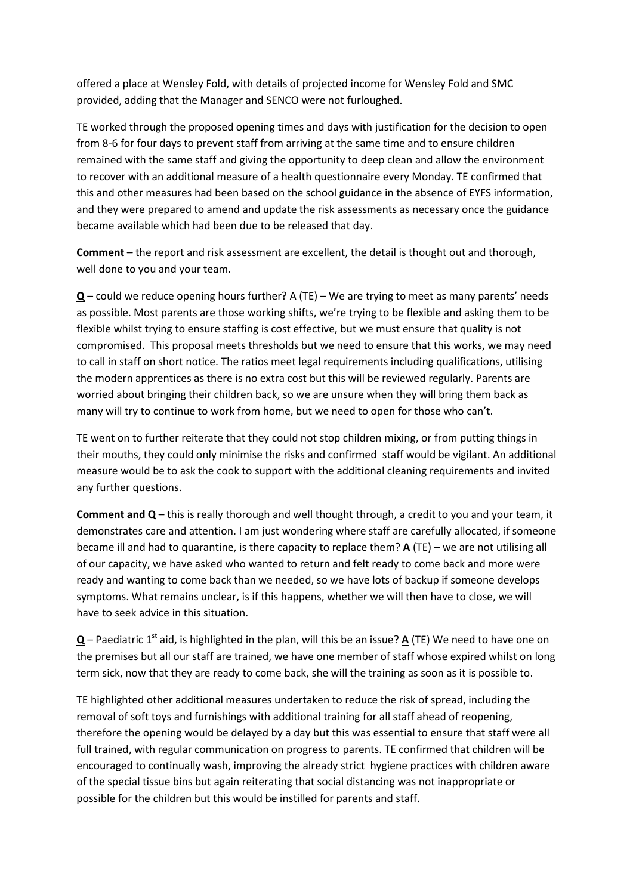offered a place at Wensley Fold, with details of projected income for Wensley Fold and SMC provided, adding that the Manager and SENCO were not furloughed.

TE worked through the proposed opening times and days with justification for the decision to open from 8-6 for four days to prevent staff from arriving at the same time and to ensure children remained with the same staff and giving the opportunity to deep clean and allow the environment to recover with an additional measure of a health questionnaire every Monday. TE confirmed that this and other measures had been based on the school guidance in the absence of EYFS information, and they were prepared to amend and update the risk assessments as necessary once the guidance became available which had been due to be released that day.

**Comment** – the report and risk assessment are excellent, the detail is thought out and thorough, well done to you and your team.

**Q** – could we reduce opening hours further? A (TE) – We are trying to meet as many parents' needs as possible. Most parents are those working shifts, we're trying to be flexible and asking them to be flexible whilst trying to ensure staffing is cost effective, but we must ensure that quality is not compromised. This proposal meets thresholds but we need to ensure that this works, we may need to call in staff on short notice. The ratios meet legal requirements including qualifications, utilising the modern apprentices as there is no extra cost but this will be reviewed regularly. Parents are worried about bringing their children back, so we are unsure when they will bring them back as many will try to continue to work from home, but we need to open for those who can't.

TE went on to further reiterate that they could not stop children mixing, or from putting things in their mouths, they could only minimise the risks and confirmed staff would be vigilant. An additional measure would be to ask the cook to support with the additional cleaning requirements and invited any further questions.

**Comment and Q** – this is really thorough and well thought through, a credit to you and your team, it demonstrates care and attention. I am just wondering where staff are carefully allocated, if someone became ill and had to quarantine, is there capacity to replace them? **A** (TE) – we are not utilising all of our capacity, we have asked who wanted to return and felt ready to come back and more were ready and wanting to come back than we needed, so we have lots of backup if someone develops symptoms. What remains unclear, is if this happens, whether we will then have to close, we will have to seek advice in this situation.

**Q** – Paediatric 1st aid, is highlighted in the plan, will this be an issue? **A** (TE) We need to have one on the premises but all our staff are trained, we have one member of staff whose expired whilst on long term sick, now that they are ready to come back, she will the training as soon as it is possible to.

TE highlighted other additional measures undertaken to reduce the risk of spread, including the removal of soft toys and furnishings with additional training for all staff ahead of reopening, therefore the opening would be delayed by a day but this was essential to ensure that staff were all full trained, with regular communication on progress to parents. TE confirmed that children will be encouraged to continually wash, improving the already strict hygiene practices with children aware of the special tissue bins but again reiterating that social distancing was not inappropriate or possible for the children but this would be instilled for parents and staff.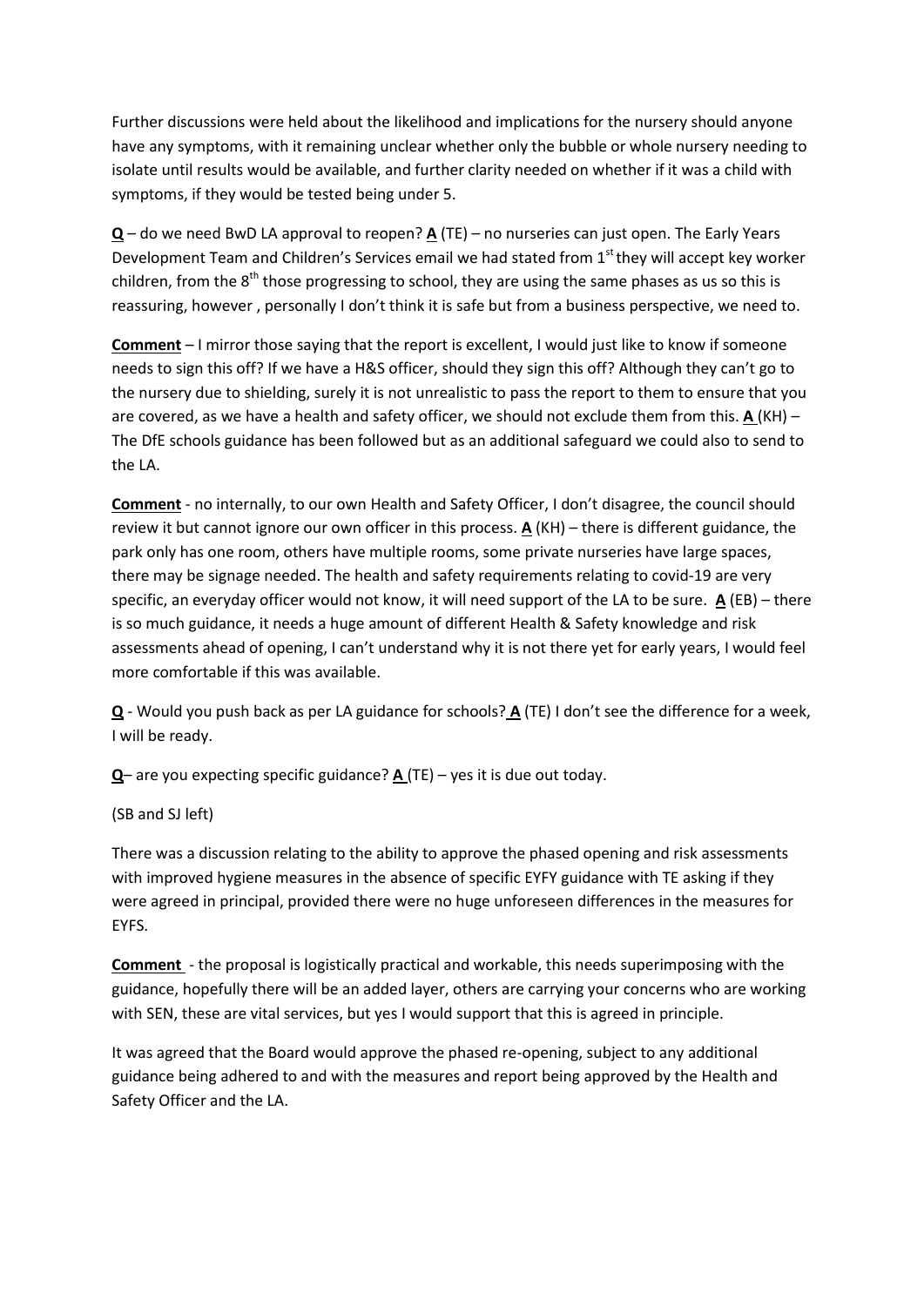Further discussions were held about the likelihood and implications for the nursery should anyone have any symptoms, with it remaining unclear whether only the bubble or whole nursery needing to isolate until results would be available, and further clarity needed on whether if it was a child with symptoms, if they would be tested being under 5.

**Q** – do we need BwD LA approval to reopen? **A** (TE) – no nurseries can just open. The Early Years Development Team and Children's Services email we had stated from 1st they will accept key worker children, from the 8th those progressing to school, they are using the same phases as us so this is reassuring, however , personally I don't think it is safe but from a business perspective, we need to.

**Comment** – I mirror those saying that the report is excellent, I would just like to know if someone needs to sign this off? If we have a H&S officer, should they sign this off? Although they can't go to the nursery due to shielding, surely it is not unrealistic to pass the report to them to ensure that you are covered, as we have a health and safety officer, we should not exclude them from this. **A** (KH) – The DfE schools guidance has been followed but as an additional safeguard we could also to send to the LA.

**Comment** - no internally, to our own Health and Safety Officer, I don't disagree, the council should review it but cannot ignore our own officer in this process. **A** (KH) – there is different guidance, the park only has one room, others have multiple rooms, some private nurseries have large spaces, there may be signage needed. The health and safety requirements relating to covid-19 are very specific, an everyday officer would not know, it will need support of the LA to be sure. **A** (EB) – there is so much guidance, it needs a huge amount of different Health & Safety knowledge and risk assessments ahead of opening, I can't understand why it is not there yet for early years, I would feel more comfortable if this was available.

**Q** - Would you push back as per LA guidance for schools? **A** (TE) I don't see the difference for a week, I will be ready.

**Q**– are you expecting specific guidance? **A** (TE) – yes it is due out today.

(SB and SJ left)

There was a discussion relating to the ability to approve the phased opening and risk assessments with improved hygiene measures in the absence of specific EYFY guidance with TE asking if they were agreed in principal, provided there were no huge unforeseen differences in the measures for EYFS.

**Comment** - the proposal is logistically practical and workable, this needs superimposing with the guidance, hopefully there will be an added layer, others are carrying your concerns who are working with SEN, these are vital services, but yes I would support that this is agreed in principle.

It was agreed that the Board would approve the phased re-opening, subject to any additional guidance being adhered to and with the measures and report being approved by the Health and Safety Officer and the LA.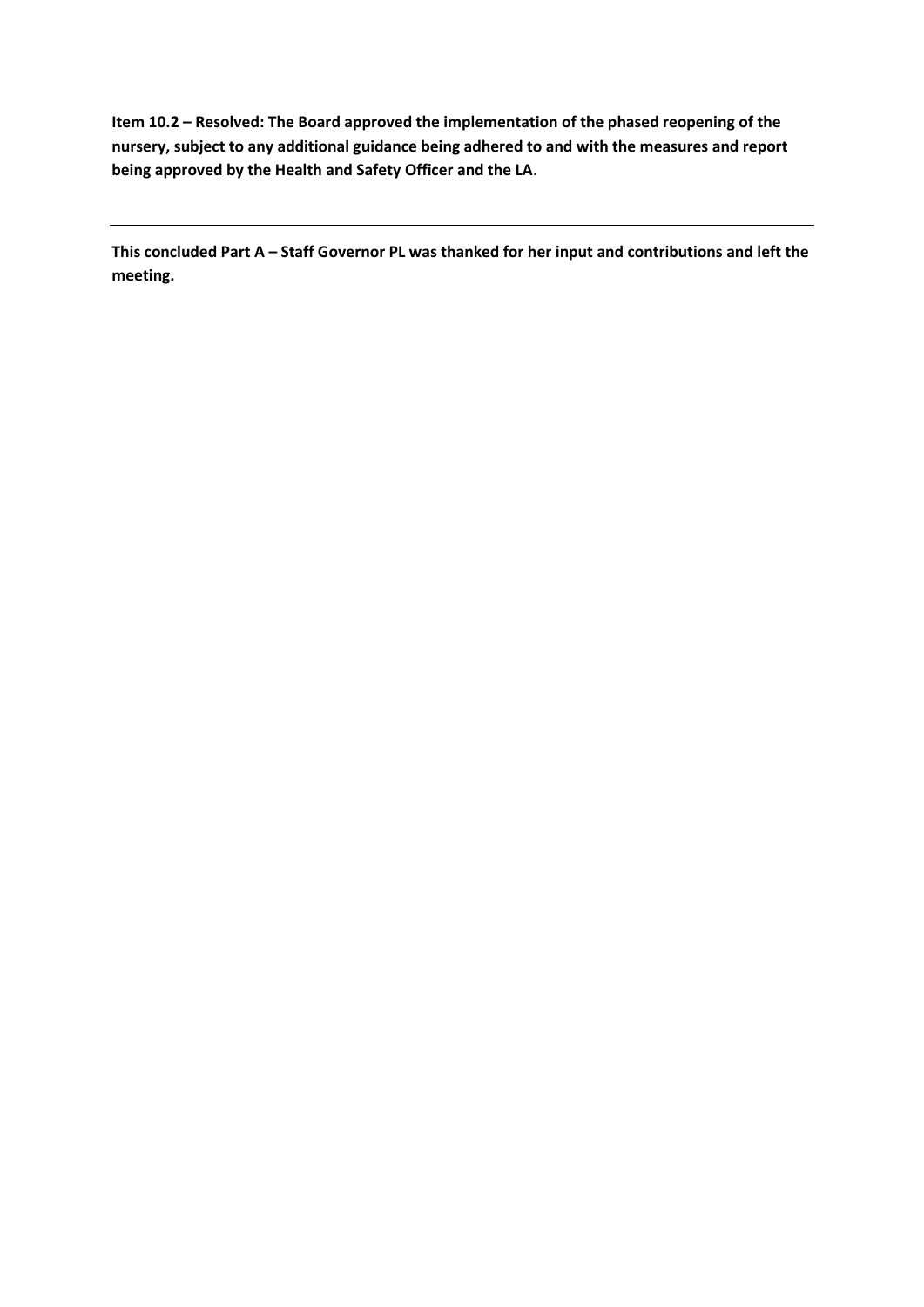**Item 10.2 – Resolved: The Board approved the implementation of the phased reopening of the nursery, subject to any additional guidance being adhered to and with the measures and report being approved by the Health and Safety Officer and the LA**.

---

**This concluded Part A – Staff Governor PL was thanked for her input and contributions and left the meeting.**